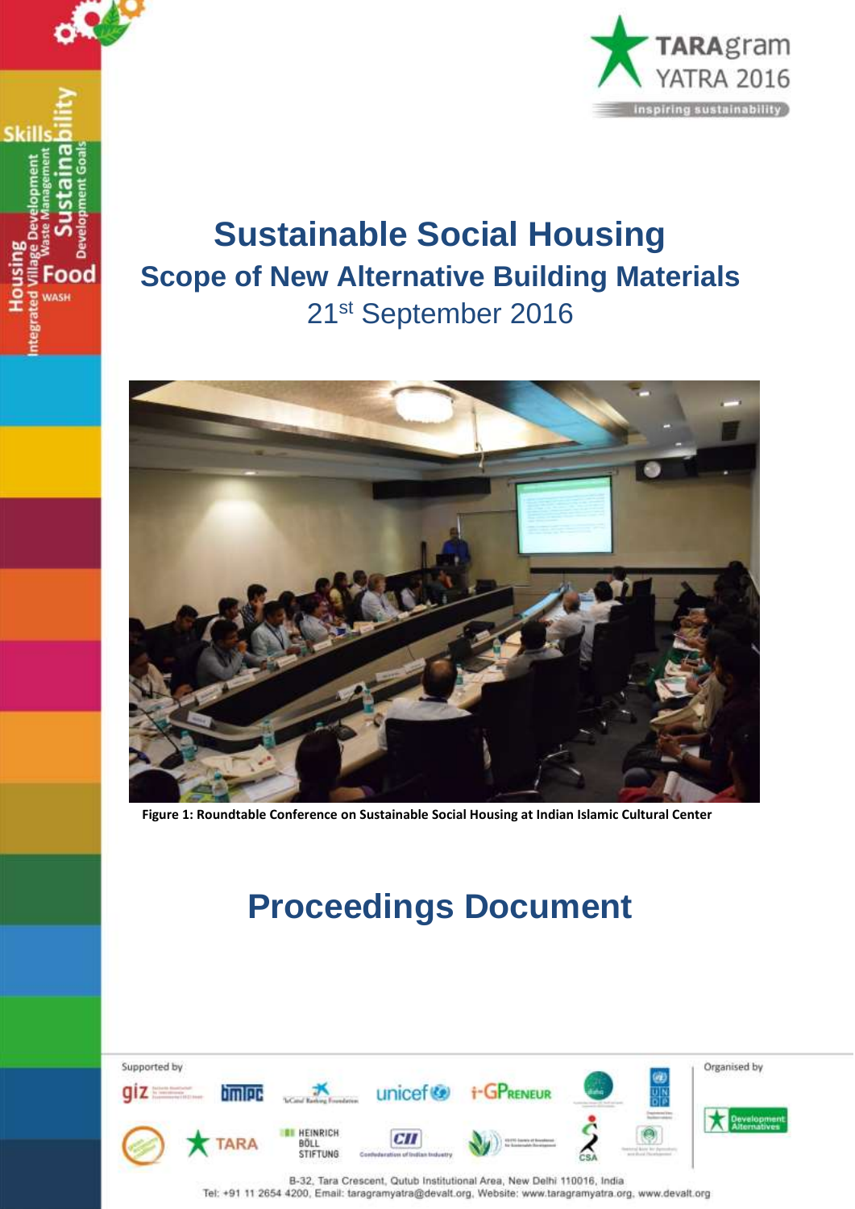# Sustainable Social Housing

## Scope of New Alternative Building Materials

21st September 2016

**Figure 1: Roundtable Conference on Sustainable Social Housing at Indian Islamic Cultural Center**

# Proceedings Document

Supported by

Organised by

B-32, Tara Crescent, Qutub Institutional Area, New Delhi 110016, India
Tel: +91 11 2654 4200, Email: taragramyatra@devalt.org, Website: www.taragramyatra.org, www.devalt.org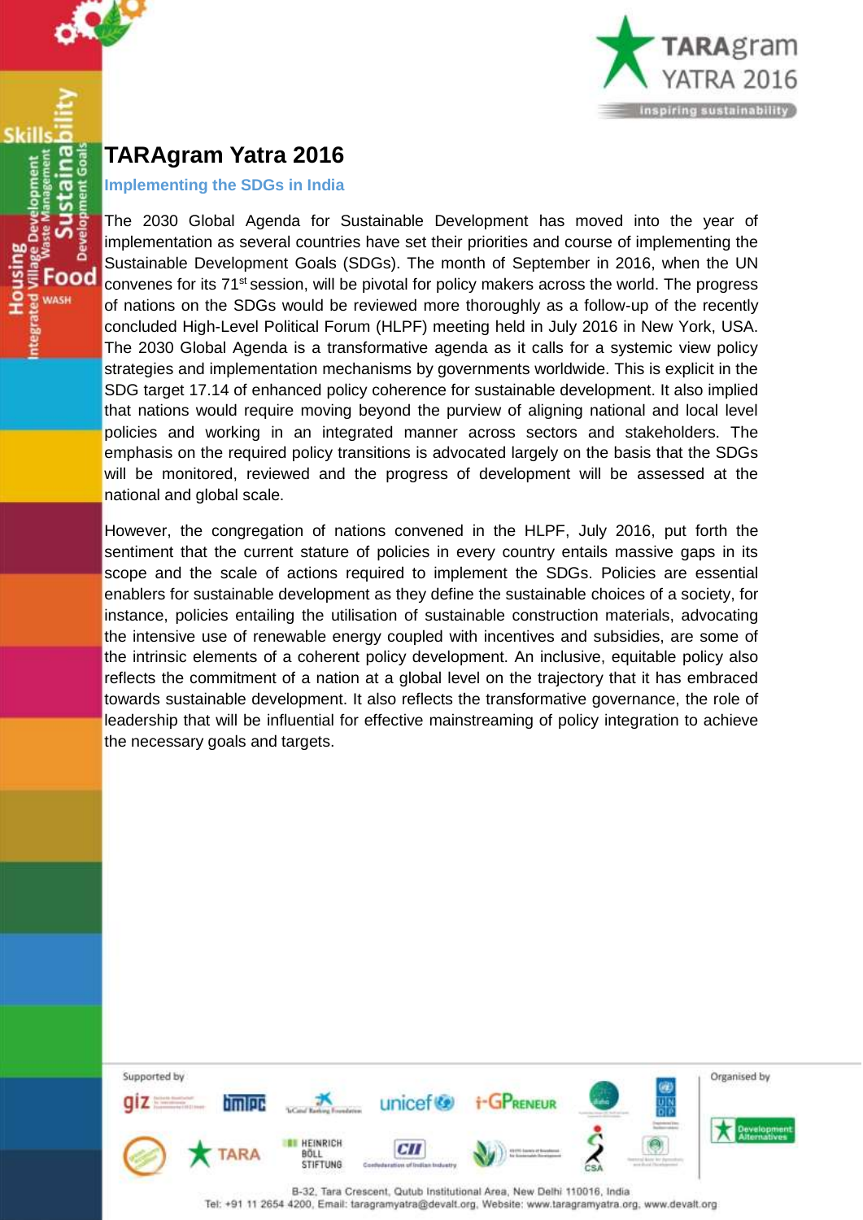# TARAgram Yatra 2016

### Implementing the SDGs in India

The 2030 Global Agenda for Sustainable Development has moved into the year of implementation as several countries have set their priorities and course of implementing the Sustainable Development Goals (SDGs). The month of September in 2016, when the UN convenes for its 71st session, will be pivotal for policy makers across the world. The progress of nations on the SDGs would be reviewed more thoroughly as a follow-up of the recently concluded High-Level Political Forum (HLPF) meeting held in July 2016 in New York, USA. The 2030 Global Agenda is a transformative agenda as it calls for a systemic view policy strategies and implementation mechanisms by governments worldwide. This is explicit in the SDG target 17.14 of enhanced policy coherence for sustainable development. It also implied that nations would require moving beyond the purview of aligning national and local level policies and working in an integrated manner across sectors and stakeholders. The emphasis on the required policy transitions is advocated largely on the basis that the SDGs will be monitored, reviewed and the progress of development will be assessed at the national and global scale.

However, the congregation of nations convened in the HLPF, July 2016, put forth the sentiment that the current stature of policies in every country entails massive gaps in its scope and the scale of actions required to implement the SDGs. Policies are essential enablers for sustainable development as they define the sustainable choices of a society, for instance, policies entailing the utilisation of sustainable construction materials, advocating the intensive use of renewable energy coupled with incentives and subsidies, are some of the intrinsic elements of a coherent policy development. An inclusive, equitable policy also reflects the commitment of a nation at a global level on the trajectory that it has embraced towards sustainable development. It also reflects the transformative governance, the role of leadership that will be influential for effective mainstreaming of policy integration to achieve the necessary goals and targets.

Supported by

Organised by

B-32, Tara Crescent, Qutub Institutional Area, New Delhi 110016, India
Tel: +91 11 2654 4200, Email: taragramyatra@devalt.org, Website: www.taragramyatra.org, www.devalt.org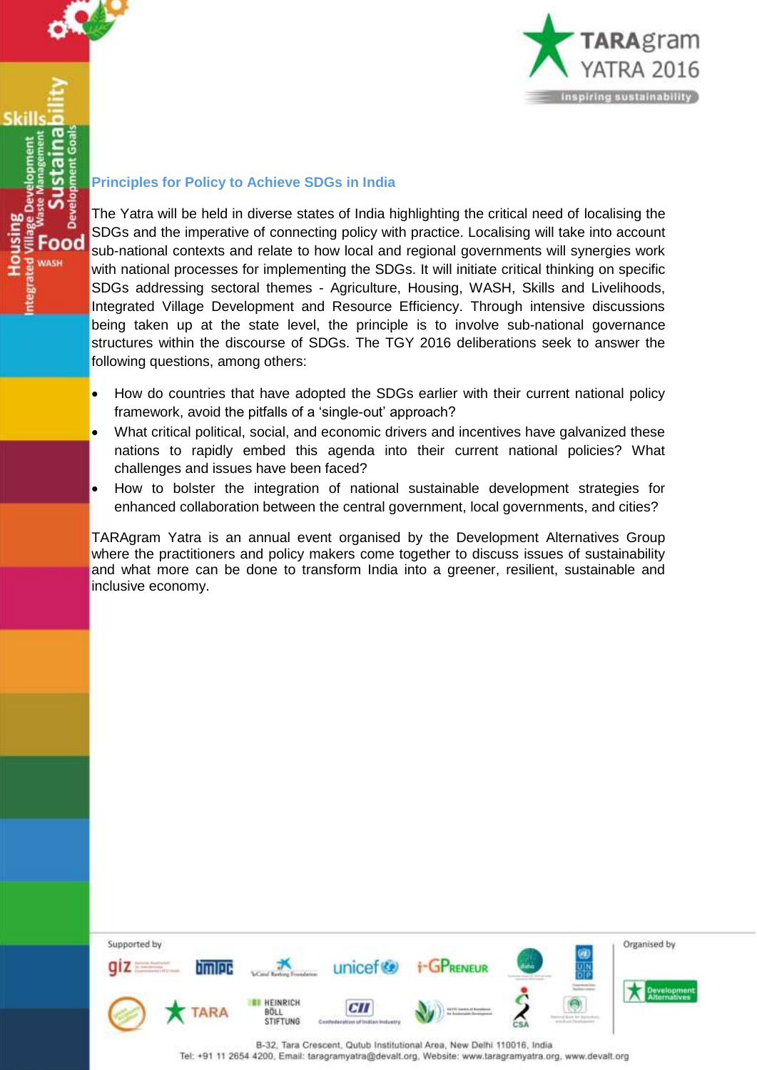## Principles for Policy to Achieve SDGs in India

The Yatra will be held in diverse states of India highlighting the critical need of localising the SDGs and the imperative of connecting policy with practice. Localising will take into account sub-national contexts and relate to how local and regional governments will synergies work with national processes for implementing the SDGs. It will initiate critical thinking on specific SDGs addressing sectoral themes - Agriculture, Housing, WASH, Skills and Livelihoods, Integrated Village Development and Resource Efficiency. Through intensive discussions being taken up at the state level, the principle is to involve sub-national governance structures within the discourse of SDGs. The TGY 2016 deliberations seek to answer the following questions, among others:

- How do countries that have adopted the SDGs earlier with their current national policy framework, avoid the pitfalls of a 'single-out' approach?
- What critical political, social, and economic drivers and incentives have galvanized these nations to rapidly embed this agenda into their current national policies? What challenges and issues have been faced?
- How to bolster the integration of national sustainable development strategies for enhanced collaboration between the central government, local governments, and cities?

TARAgram Yatra is an annual event organised by the Development Alternatives Group where the practitioners and policy makers come together to discuss issues of sustainability and what more can be done to transform India into a greener, resilient, sustainable and inclusive economy.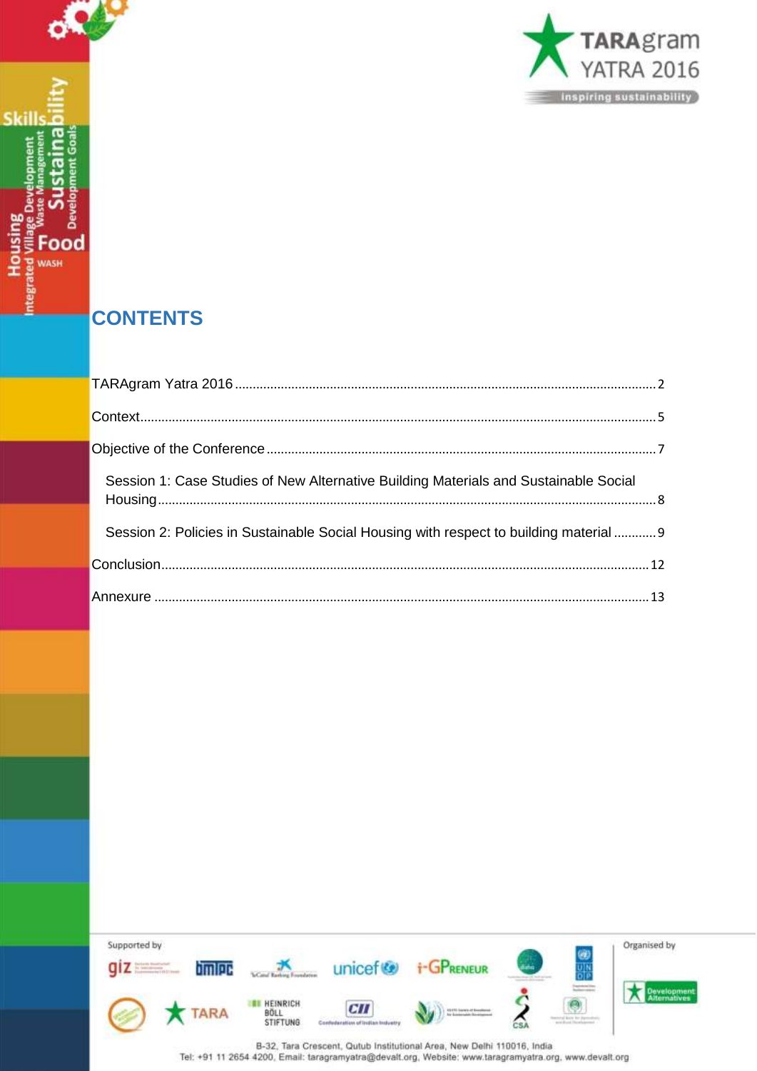# CONTENTS

TARAgram Yatra 2016 ........ 2

Context........ 5

Objective of the Conference ........ 7

- Session 1: Case Studies of New Alternative Building Materials and Sustainable Social Housing........ 8
- Session 2: Policies in Sustainable Social Housing with respect to building material ........ 9

Conclusion........ 12

Annexure ........ 13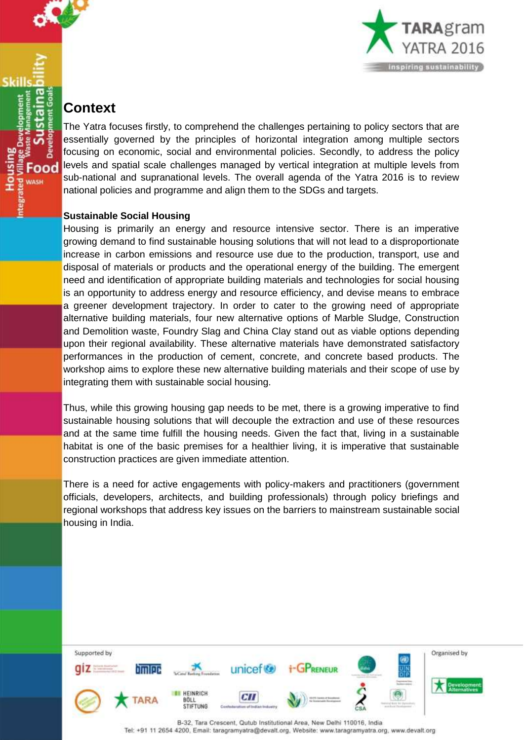## Context

The Yatra focuses firstly, to comprehend the challenges pertaining to policy sectors that are essentially governed by the principles of horizontal integration among multiple sectors focusing on economic, social and environmental policies. Secondly, to address the policy levels and spatial scale challenges managed by vertical integration at multiple levels from sub-national and supranational levels. The overall agenda of the Yatra 2016 is to review national policies and programme and align them to the SDGs and targets.

**Sustainable Social Housing**

Housing is primarily an energy and resource intensive sector. There is an imperative growing demand to find sustainable housing solutions that will not lead to a disproportionate increase in carbon emissions and resource use due to the production, transport, use and disposal of materials or products and the operational energy of the building. The emergent need and identification of appropriate building materials and technologies for social housing is an opportunity to address energy and resource efficiency, and devise means to embrace a greener development trajectory. In order to cater to the growing need of appropriate alternative building materials, four new alternative options of Marble Sludge, Construction and Demolition waste, Foundry Slag and China Clay stand out as viable options depending upon their regional availability. These alternative materials have demonstrated satisfactory performances in the production of cement, concrete, and concrete based products. The workshop aims to explore these new alternative building materials and their scope of use by integrating them with sustainable social housing.

Thus, while this growing housing gap needs to be met, there is a growing imperative to find sustainable housing solutions that will decouple the extraction and use of these resources and at the same time fulfill the housing needs. Given the fact that, living in a sustainable habitat is one of the basic premises for a healthier living, it is imperative that sustainable construction practices are given immediate attention.

There is a need for active engagements with policy-makers and practitioners (government officials, developers, architects, and building professionals) through policy briefings and regional workshops that address key issues on the barriers to mainstream sustainable social housing in India.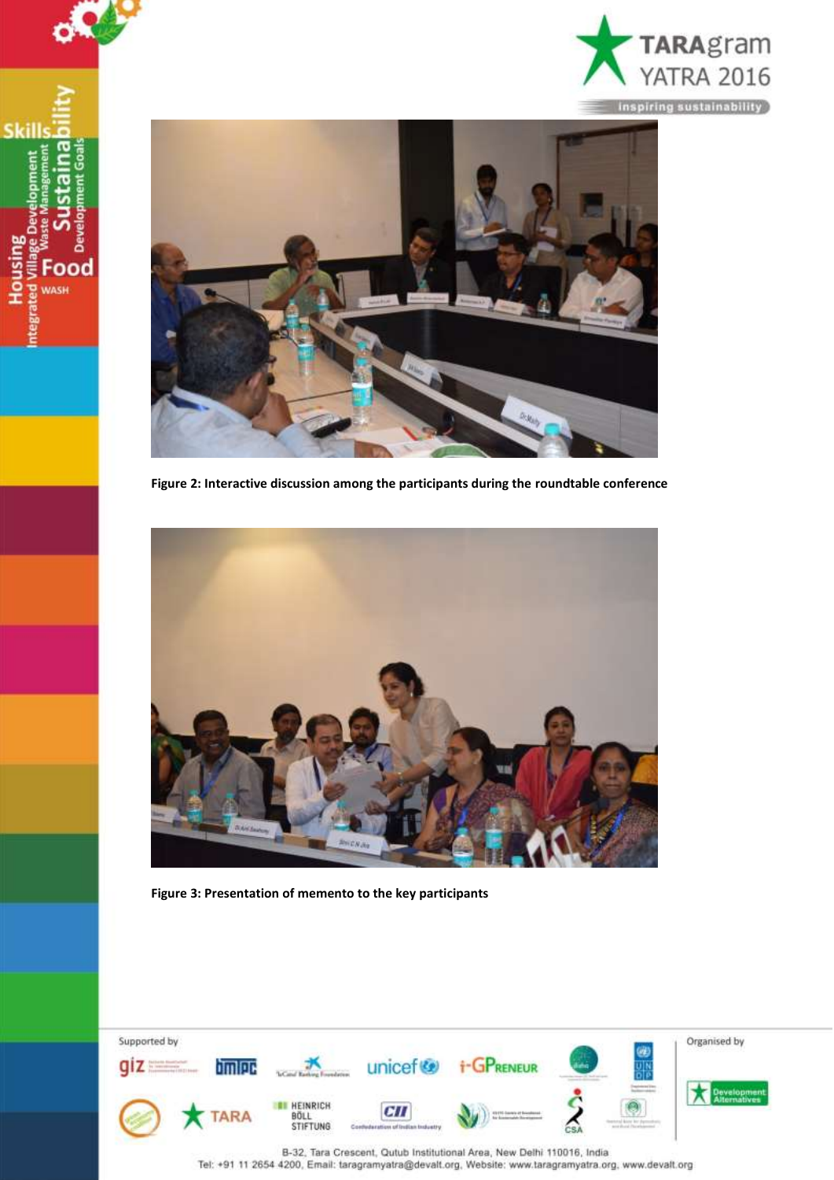**Figure 2: Interactive discussion among the participants during the roundtable conference**

**Figure 3: Presentation of memento to the key participants**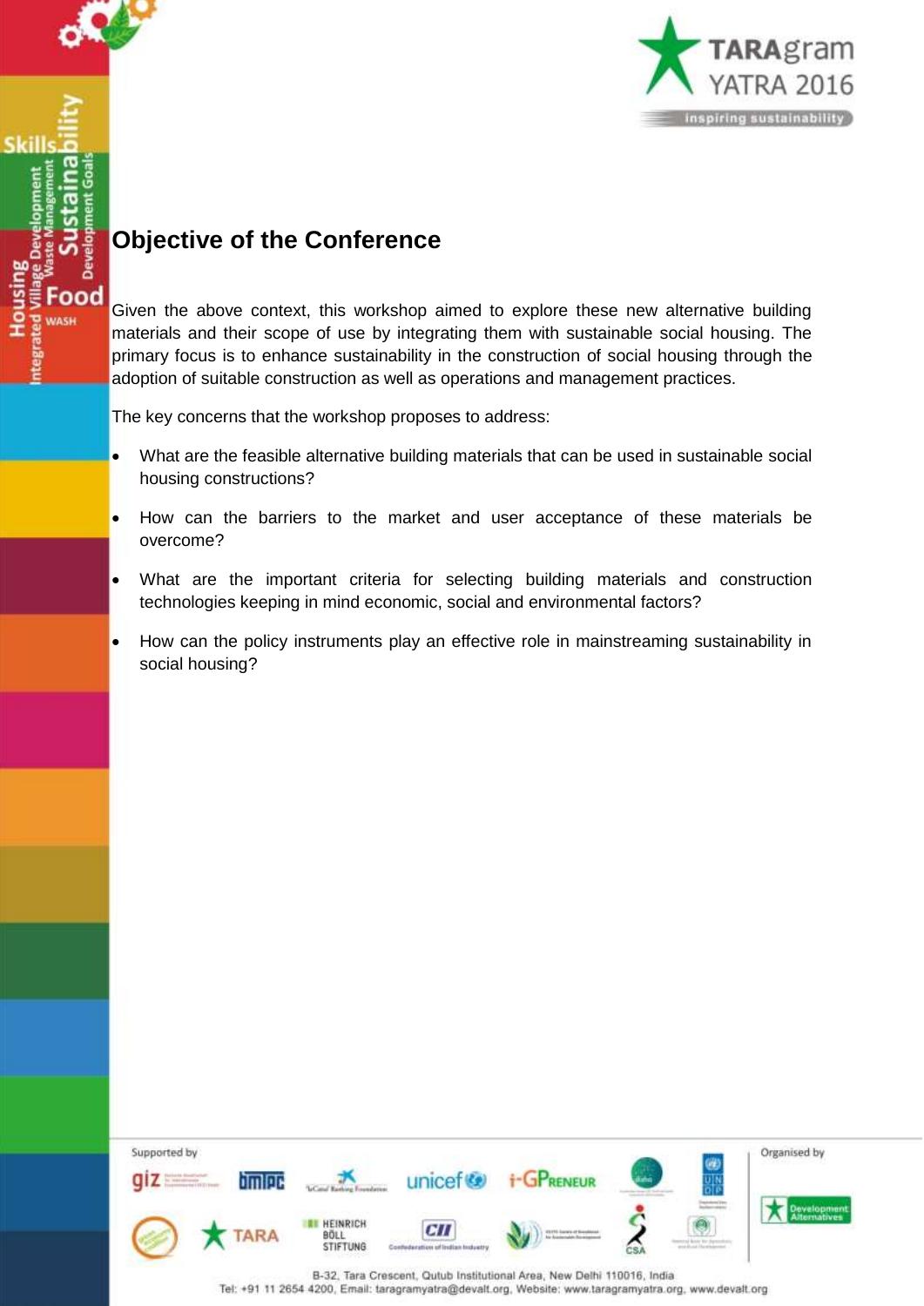## Objective of the Conference

Given the above context, this workshop aimed to explore these new alternative building materials and their scope of use by integrating them with sustainable social housing. The primary focus is to enhance sustainability in the construction of social housing through the adoption of suitable construction as well as operations and management practices.

The key concerns that the workshop proposes to address:

- What are the feasible alternative building materials that can be used in sustainable social housing constructions?
- How can the barriers to the market and user acceptance of these materials be overcome?
- What are the important criteria for selecting building materials and construction technologies keeping in mind economic, social and environmental factors?
- How can the policy instruments play an effective role in mainstreaming sustainability in social housing?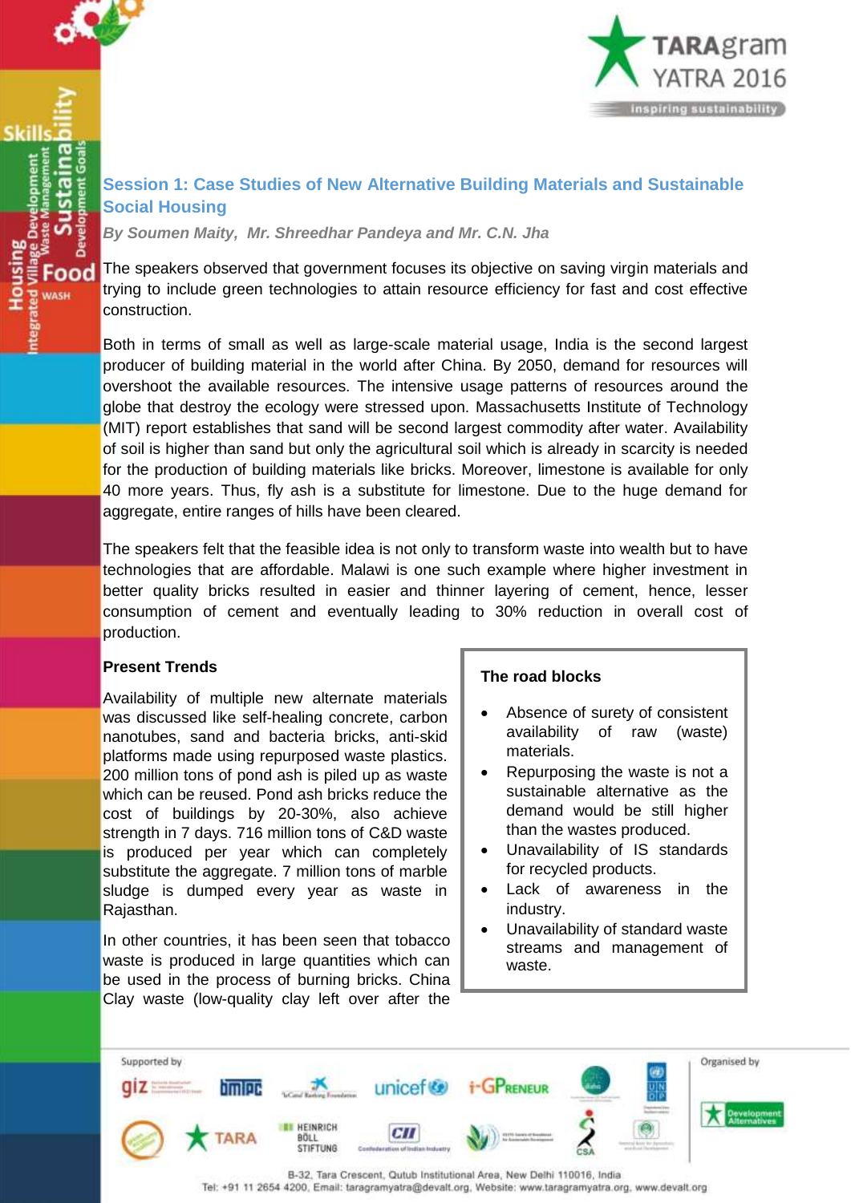## Session 1: Case Studies of New Alternative Building Materials and Sustainable Social Housing

*By Soumen Maity, Mr. Shreedhar Pandeya and Mr. C.N. Jha*

The speakers observed that government focuses its objective on saving virgin materials and trying to include green technologies to attain resource efficiency for fast and cost effective construction.

Both in terms of small as well as large-scale material usage, India is the second largest producer of building material in the world after China. By 2050, demand for resources will overshoot the available resources. The intensive usage patterns of resources around the globe that destroy the ecology were stressed upon. Massachusetts Institute of Technology (MIT) report establishes that sand will be second largest commodity after water. Availability of soil is higher than sand but only the agricultural soil which is already in scarcity is needed for the production of building materials like bricks. Moreover, limestone is available for only 40 more years. Thus, fly ash is a substitute for limestone. Due to the huge demand for aggregate, entire ranges of hills have been cleared.

The speakers felt that the feasible idea is not only to transform waste into wealth but to have technologies that are affordable. Malawi is one such example where higher investment in better quality bricks resulted in easier and thinner layering of cement, hence, lesser consumption of cement and eventually leading to 30% reduction in overall cost of production.

### Present Trends

Availability of multiple new alternate materials was discussed like self-healing concrete, carbon nanotubes, sand and bacteria bricks, anti-skid platforms made using repurposed waste plastics. 200 million tons of pond ash is piled up as waste which can be reused. Pond ash bricks reduce the cost of buildings by 20-30%, also achieve strength in 7 days. 716 million tons of C&D waste is produced per year which can completely substitute the aggregate. 7 million tons of marble sludge is dumped every year as waste in Rajasthan.

In other countries, it has been seen that tobacco waste is produced in large quantities which can be used in the process of burning bricks. China Clay waste (low-quality clay left over after the

### The road blocks

- Absence of surety of consistent availability of raw (waste) materials.
- Repurposing the waste is not a sustainable alternative as the demand would be still higher than the wastes produced.
- Unavailability of IS standards for recycled products.
- Lack of awareness in the industry.
- Unavailability of standard waste streams and management of waste.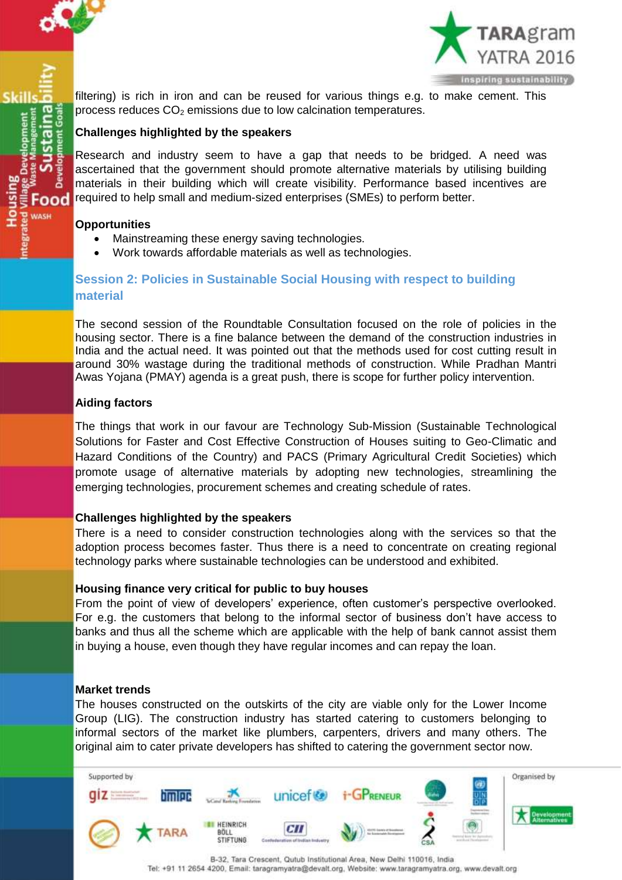filtering) is rich in iron and can be reused for various things e.g. to make cement. This process reduces $CO_2$ emissions due to low calcination temperatures.

**Challenges highlighted by the speakers**

Research and industry seem to have a gap that needs to be bridged. A need was ascertained that the government should promote alternative materials by utilising building materials in their building which will create visibility. Performance based incentives are required to help small and medium-sized enterprises (SMEs) to perform better.

**Opportunities**

- Mainstreaming these energy saving technologies.
- Work towards affordable materials as well as technologies.

## Session 2: Policies in Sustainable Social Housing with respect to building material

The second session of the Roundtable Consultation focused on the role of policies in the housing sector. There is a fine balance between the demand of the construction industries in India and the actual need. It was pointed out that the methods used for cost cutting result in around 30% wastage during the traditional methods of construction. While Pradhan Mantri Awas Yojana (PMAY) agenda is a great push, there is scope for further policy intervention.

**Aiding factors**

The things that work in our favour are Technology Sub-Mission (Sustainable Technological Solutions for Faster and Cost Effective Construction of Houses suiting to Geo-Climatic and Hazard Conditions of the Country) and PACS (Primary Agricultural Credit Societies) which promote usage of alternative materials by adopting new technologies, streamlining the emerging technologies, procurement schemes and creating schedule of rates.

**Challenges highlighted by the speakers**

There is a need to consider construction technologies along with the services so that the adoption process becomes faster. Thus there is a need to concentrate on creating regional technology parks where sustainable technologies can be understood and exhibited.

**Housing finance very critical for public to buy houses**

From the point of view of developers' experience, often customer's perspective overlooked. For e.g. the customers that belong to the informal sector of business don't have access to banks and thus all the scheme which are applicable with the help of bank cannot assist them in buying a house, even though they have regular incomes and can repay the loan.

**Market trends**

The houses constructed on the outskirts of the city are viable only for the Lower Income Group (LIG). The construction industry has started catering to customers belonging to informal sectors of the market like plumbers, carpenters, drivers and many others. The original aim to cater private developers has shifted to catering the government sector now.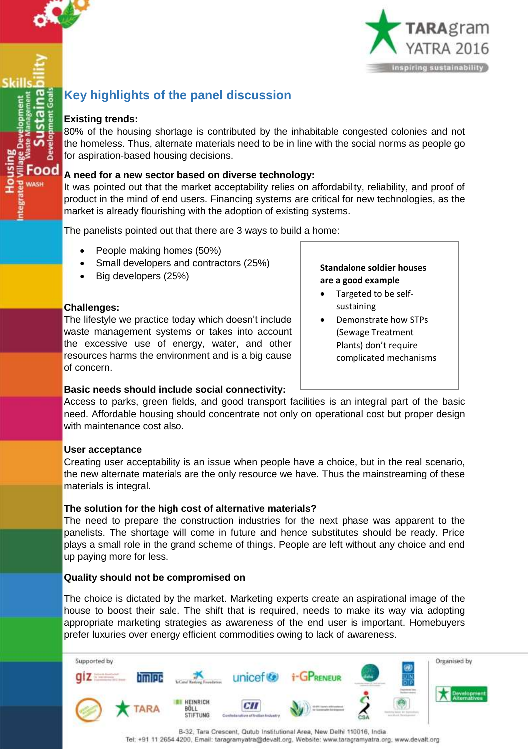## Key highlights of the panel discussion

**Existing trends:**
80% of the housing shortage is contributed by the inhabitable congested colonies and not the homeless. Thus, alternate materials need to be in line with the social norms as people go for aspiration-based housing decisions.

**A need for a new sector based on diverse technology:**
It was pointed out that the market acceptability relies on affordability, reliability, and proof of product in the mind of end users. Financing systems are critical for new technologies, as the market is already flourishing with the adoption of existing systems.

The panelists pointed out that there are 3 ways to build a home:

- People making homes (50%)
- Small developers and contractors (25%)
- Big developers (25%)

**Standalone soldier houses are a good example**

- Targeted to be self-sustaining
- Demonstrate how STPs (Sewage Treatment Plants) don't require complicated mechanisms

**Challenges:**
The lifestyle we practice today which doesn't include waste management systems or takes into account the excessive use of energy, water, and other resources harms the environment and is a big cause of concern.

**Basic needs should include social connectivity:**
Access to parks, green fields, and good transport facilities is an integral part of the basic need. Affordable housing should concentrate not only on operational cost but proper design with maintenance cost also.

**User acceptance**
Creating user acceptability is an issue when people have a choice, but in the real scenario, the new alternate materials are the only resource we have. Thus the mainstreaming of these materials is integral.

**The solution for the high cost of alternative materials?**
The need to prepare the construction industries for the next phase was apparent to the panelists. The shortage will come in future and hence substitutes should be ready. Price plays a small role in the grand scheme of things. People are left without any choice and end up paying more for less.

**Quality should not be compromised on**

The choice is dictated by the market. Marketing experts create an aspirational image of the house to boost their sale. The shift that is required, needs to make its way via adopting appropriate marketing strategies as awareness of the end user is important. Homebuyers prefer luxuries over energy efficient commodities owing to lack of awareness.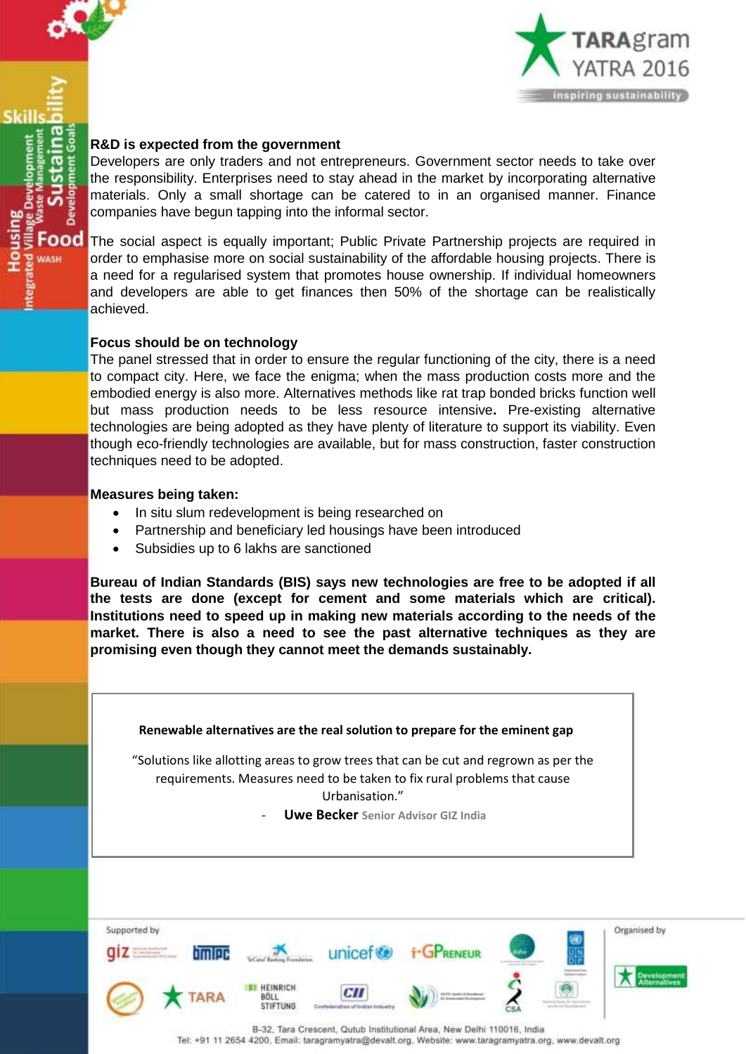**R&D is expected from the government**

Developers are only traders and not entrepreneurs. Government sector needs to take over the responsibility. Enterprises need to stay ahead in the market by incorporating alternative materials. Only a small shortage can be catered to in an organised manner. Finance companies have begun tapping into the informal sector.

The social aspect is equally important; Public Private Partnership projects are required in order to emphasise more on social sustainability of the affordable housing projects. There is a need for a regularised system that promotes house ownership. If individual homeowners and developers are able to get finances then 50% of the shortage can be realistically achieved.

**Focus should be on technology**

The panel stressed that in order to ensure the regular functioning of the city, there is a need to compact city. Here, we face the enigma; when the mass production costs more and the embodied energy is also more. Alternatives methods like rat trap bonded bricks function well but mass production needs to be less resource intensive**.** Pre-existing alternative technologies are being adopted as they have plenty of literature to support its viability. Even though eco-friendly technologies are available, but for mass construction, faster construction techniques need to be adopted.

**Measures being taken:**

- In situ slum redevelopment is being researched on
- Partnership and beneficiary led housings have been introduced
- Subsidies up to 6 lakhs are sanctioned

**Bureau of Indian Standards (BIS) says new technologies are free to be adopted if all the tests are done (except for cement and some materials which are critical). Institutions need to speed up in making new materials according to the needs of the market. There is also a need to see the past alternative techniques as they are promising even though they cannot meet the demands sustainably.**

**Renewable alternatives are the real solution to prepare for the eminent gap**

"Solutions like allotting areas to grow trees that can be cut and regrown as per the requirements. Measures need to be taken to fix rural problems that cause Urbanisation."

- **Uwe Becker** Senior Advisor GIZ India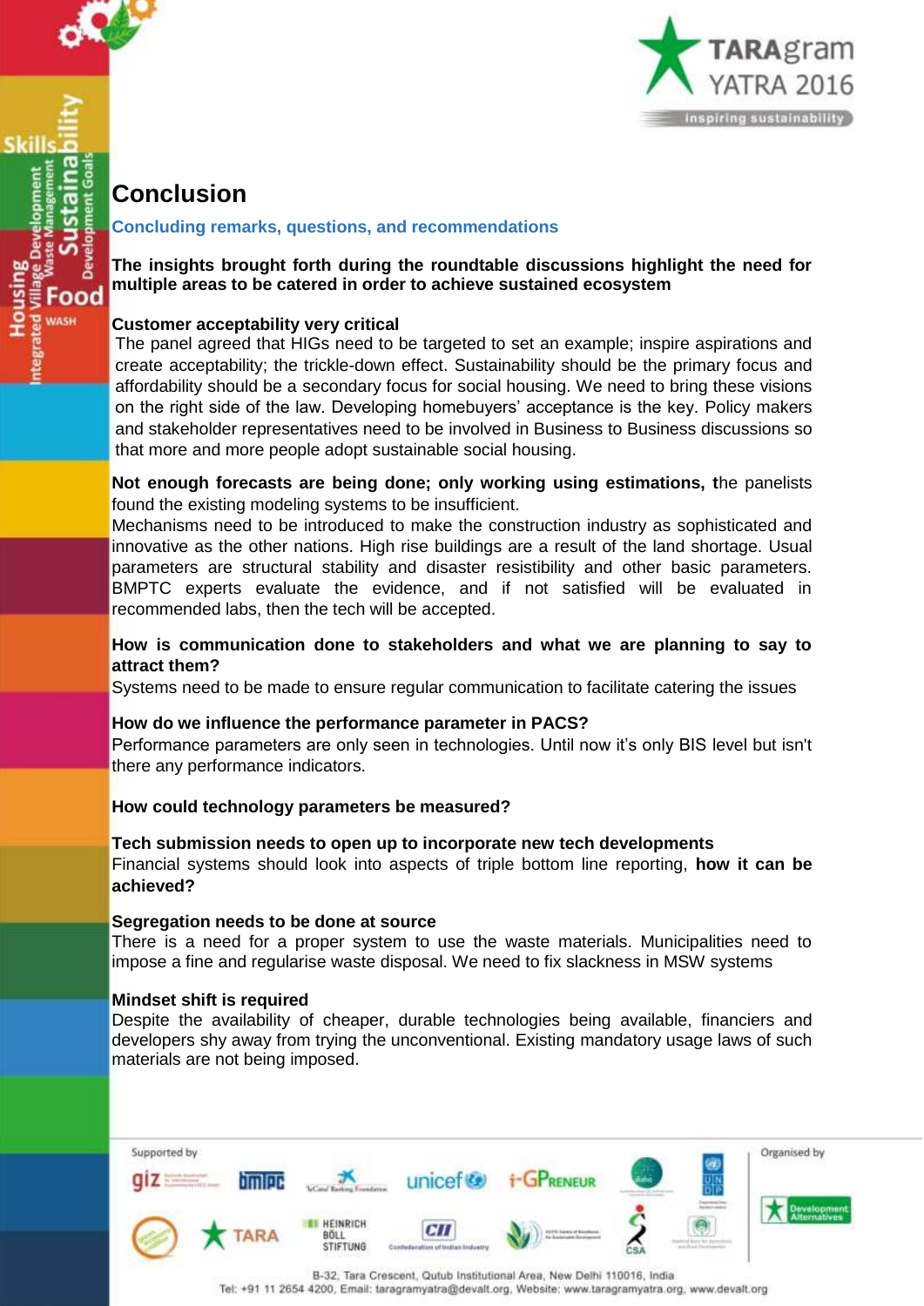# Conclusion

## Concluding remarks, questions, and recommendations

**The insights brought forth during the roundtable discussions highlight the need for multiple areas to be catered in order to achieve sustained ecosystem**

**Customer acceptability very critical**

The panel agreed that HIGs need to be targeted to set an example; inspire aspirations and create acceptability; the trickle-down effect. Sustainability should be the primary focus and affordability should be a secondary focus for social housing. We need to bring these visions on the right side of the law. Developing homebuyers' acceptance is the key. Policy makers and stakeholder representatives need to be involved in Business to Business discussions so that more and more people adopt sustainable social housing.

**Not enough forecasts are being done; only working using estimations, t**he panelists found the existing modeling systems to be insufficient.

Mechanisms need to be introduced to make the construction industry as sophisticated and innovative as the other nations. High rise buildings are a result of the land shortage. Usual parameters are structural stability and disaster resistibility and other basic parameters. BMPTC experts evaluate the evidence, and if not satisfied will be evaluated in recommended labs, then the tech will be accepted.

**How is communication done to stakeholders and what we are planning to say to attract them?**

Systems need to be made to ensure regular communication to facilitate catering the issues

**How do we influence the performance parameter in PACS?**

Performance parameters are only seen in technologies. Until now it's only BIS level but isn't there any performance indicators.

**How could technology parameters be measured?**

**Tech submission needs to open up to incorporate new tech developments**

Financial systems should look into aspects of triple bottom line reporting, **how it can be achieved?**

**Segregation needs to be done at source**

There is a need for a proper system to use the waste materials. Municipalities need to impose a fine and regularise waste disposal. We need to fix slackness in MSW systems

**Mindset shift is required**

Despite the availability of cheaper, durable technologies being available, financiers and developers shy away from trying the unconventional. Existing mandatory usage laws of such materials are not being imposed.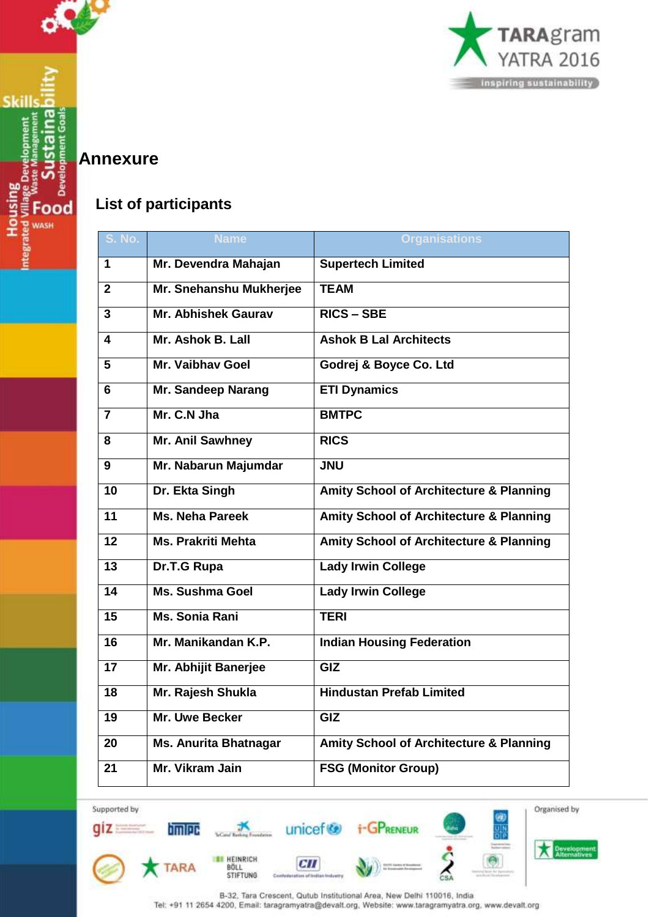## Annexure

### List of participants

| S. No. | Name | Organisations |
|---|---|---|
| 1 | Mr. Devendra Mahajan | Supertech Limited |
| 2 | Mr. Snehanshu Mukherjee | TEAM |
| 3 | Mr. Abhishek Gaurav | RICS – SBE |
| 4 | Mr. Ashok B. Lall | Ashok B Lal Architects |
| 5 | Mr. Vaibhav Goel | Godrej & Boyce Co. Ltd |
| 6 | Mr. Sandeep Narang | ETI Dynamics |
| 7 | Mr. C.N Jha | BMTPC |
| 8 | Mr. Anil Sawhney | RICS |
| 9 | Mr. Nabarun Majumdar | JNU |
| 10 | Dr. Ekta Singh | Amity School of Architecture & Planning |
| 11 | Ms. Neha Pareek | Amity School of Architecture & Planning |
| 12 | Ms. Prakriti Mehta | Amity School of Architecture & Planning |
| 13 | Dr.T.G Rupa | Lady Irwin College |
| 14 | Ms. Sushma Goel | Lady Irwin College |
| 15 | Ms. Sonia Rani | TERI |
| 16 | Mr. Manikandan K.P. | Indian Housing Federation |
| 17 | Mr. Abhijit Banerjee | GIZ |
| 18 | Mr. Rajesh Shukla | Hindustan Prefab Limited |
| 19 | Mr. Uwe Becker | GIZ |
| 20 | Ms. Anurita Bhatnagar | Amity School of Architecture & Planning |
| 21 | Mr. Vikram Jain | FSG (Monitor Group) |

Supported by

Organised by

B-32, Tara Crescent, Qutub Institutional Area, New Delhi 110016, India
Tel: +91 11 2654 4200, Email: taragramyatra@devalt.org, Website: www.taragramyatra.org, www.devalt.org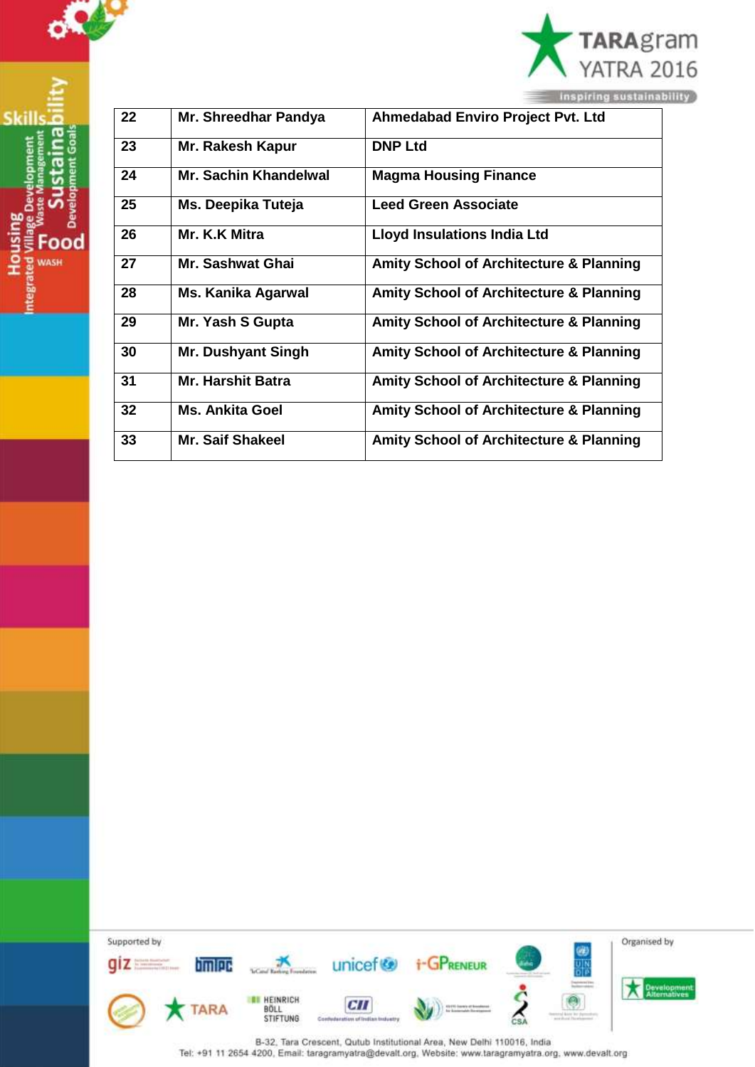| | | |
|---|---|---|
| 22 | Mr. Shreedhar Pandya | Ahmedabad Enviro Project Pvt. Ltd |
| 23 | Mr. Rakesh Kapur | DNP Ltd |
| 24 | Mr. Sachin Khandelwal | Magma Housing Finance |
| 25 | Ms. Deepika Tuteja | Leed Green Associate |
| 26 | Mr. K.K Mitra | Lloyd Insulations India Ltd |
| 27 | Mr. Sashwat Ghai | Amity School of Architecture & Planning |
| 28 | Ms. Kanika Agarwal | Amity School of Architecture & Planning |
| 29 | Mr. Yash S Gupta | Amity School of Architecture & Planning |
| 30 | Mr. Dushyant Singh | Amity School of Architecture & Planning |
| 31 | Mr. Harshit Batra | Amity School of Architecture & Planning |
| 32 | Ms. Ankita Goel | Amity School of Architecture & Planning |
| 33 | Mr. Saif Shakeel | Amity School of Architecture & Planning |